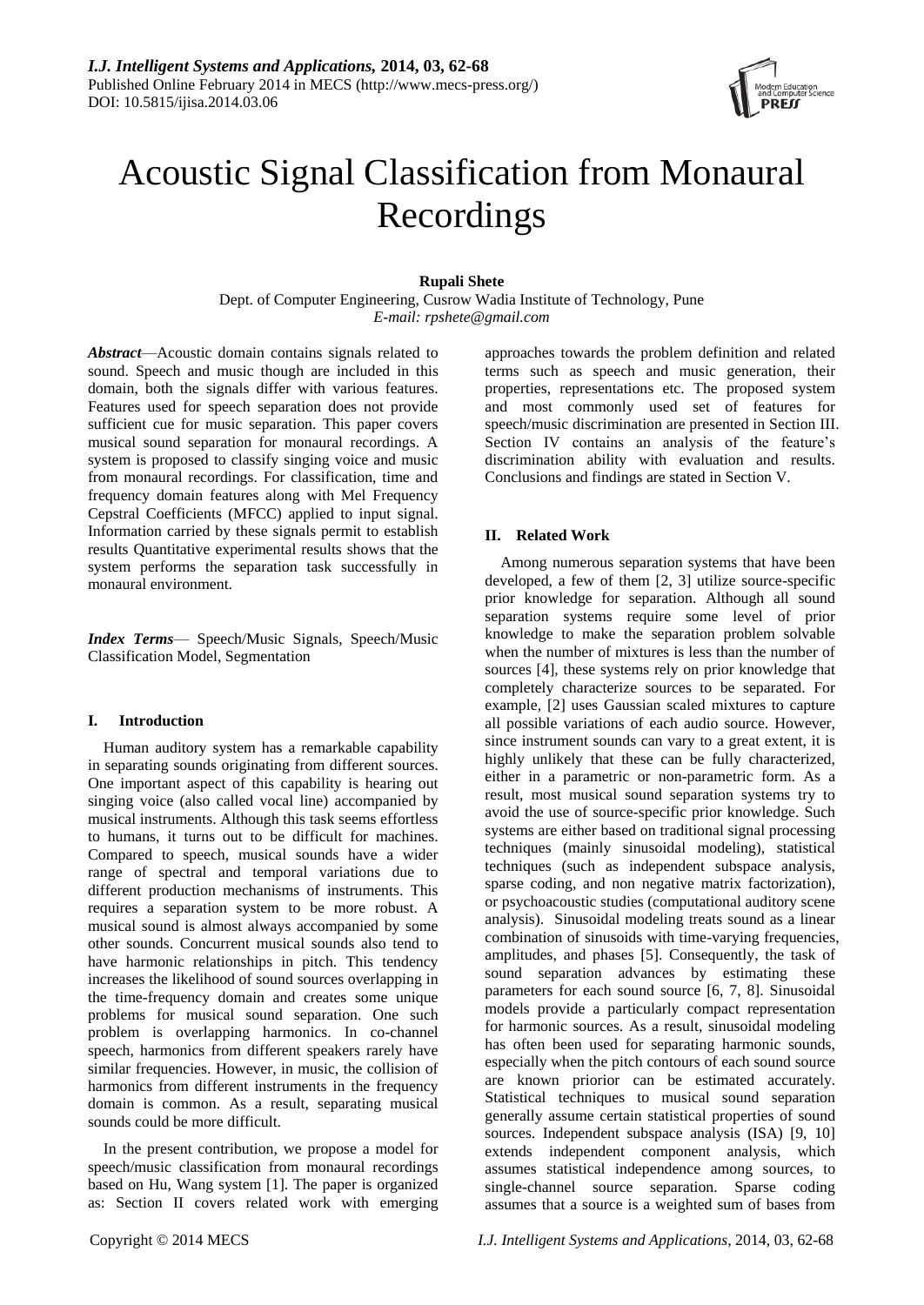# Acoustic Signal Classification from Monaural Recordings

**Rupali Shete**

Dept. of Computer Engineering, Cusrow Wadia Institute of Technology, Pune

*E-mail: rpshete@gmail.com*

***Abstract***—Acoustic domain contains signals related to sound. Speech and music though are included in this domain, both the signals differ with various features. Features used for speech separation does not provide sufficient cue for music separation. This paper covers musical sound separation for monaural recordings. A system is proposed to classify singing voice and music from monaural recordings. For classification, time and frequency domain features along with Mel Frequency Cepstral Coefficients (MFCC) applied to input signal. Information carried by these signals permit to establish results Quantitative experimental results shows that the system performs the separation task successfully in monaural environment.

***Index Terms***— Speech/Music Signals, Speech/Music Classification Model, Segmentation

## I. Introduction

Human auditory system has a remarkable capability in separating sounds originating from different sources. One important aspect of this capability is hearing out singing voice (also called vocal line) accompanied by musical instruments. Although this task seems effortless to humans, it turns out to be difficult for machines. Compared to speech, musical sounds have a wider range of spectral and temporal variations due to different production mechanisms of instruments. This requires a separation system to be more robust. A musical sound is almost always accompanied by some other sounds. Concurrent musical sounds also tend to have harmonic relationships in pitch. This tendency increases the likelihood of sound sources overlapping in the time-frequency domain and creates some unique problems for musical sound separation. One such problem is overlapping harmonics. In co-channel speech, harmonics from different speakers rarely have similar frequencies. However, in music, the collision of harmonics from different instruments in the frequency domain is common. As a result, separating musical sounds could be more difficult.

In the present contribution, we propose a model for speech/music classification from monaural recordings based on Hu, Wang system [1]. The paper is organized as: Section II covers related work with emerging approaches towards the problem definition and related terms such as speech and music generation, their properties, representations etc. The proposed system and most commonly used set of features for speech/music discrimination are presented in Section III. Section IV contains an analysis of the feature's discrimination ability with evaluation and results. Conclusions and findings are stated in Section V.

## II. Related Work

Among numerous separation systems that have been developed, a few of them [2, 3] utilize source-specific prior knowledge for separation. Although all sound separation systems require some level of prior knowledge to make the separation problem solvable when the number of mixtures is less than the number of sources [4], these systems rely on prior knowledge that completely characterize sources to be separated. For example, [2] uses Gaussian scaled mixtures to capture all possible variations of each audio source. However, since instrument sounds can vary to a great extent, it is highly unlikely that these can be fully characterized, either in a parametric or non-parametric form. As a result, most musical sound separation systems try to avoid the use of source-specific prior knowledge. Such systems are either based on traditional signal processing techniques (mainly sinusoidal modeling), statistical techniques (such as independent subspace analysis, sparse coding, and non negative matrix factorization), or psychoacoustic studies (computational auditory scene analysis). Sinusoidal modeling treats sound as a linear combination of sinusoids with time-varying frequencies, amplitudes, and phases [5]. Consequently, the task of sound separation advances by estimating these parameters for each sound source [6, 7, 8]. Sinusoidal models provide a particularly compact representation for harmonic sources. As a result, sinusoidal modeling has often been used for separating harmonic sounds, especially when the pitch contours of each sound source are known priorior can be estimated accurately. Statistical techniques to musical sound separation generally assume certain statistical properties of sound sources. Independent subspace analysis (ISA) [9, 10] extends independent component analysis, which assumes statistical independence among sources, to single-channel source separation. Sparse coding assumes that a source is a weighted sum of bases from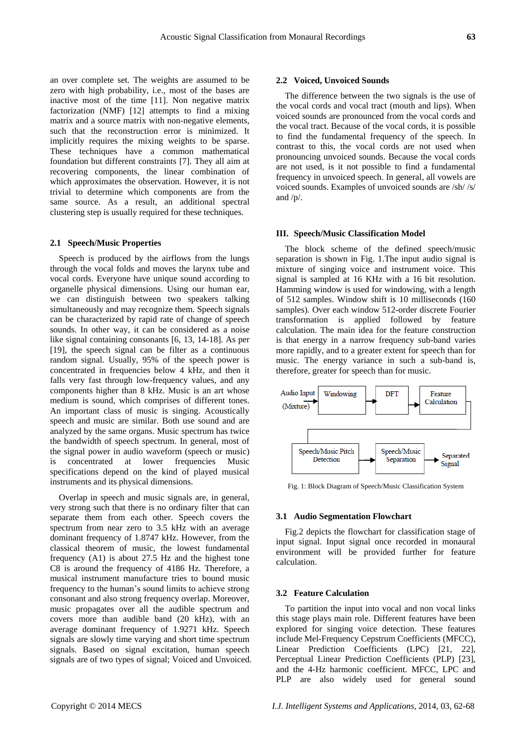an over complete set. The weights are assumed to be zero with high probability, i.e., most of the bases are inactive most of the time [11]. Non negative matrix factorization (NMF) [12] attempts to find a mixing matrix and a source matrix with non-negative elements, such that the reconstruction error is minimized. It implicitly requires the mixing weights to be sparse. These techniques have a common mathematical foundation but different constraints [7]. They all aim at recovering components, the linear combination of which approximates the observation. However, it is not trivial to determine which components are from the same source. As a result, an additional spectral clustering step is usually required for these techniques.

### 2.1 Speech/Music Properties

Speech is produced by the airflows from the lungs through the vocal folds and moves the larynx tube and vocal cords. Everyone have unique sound according to organelle physical dimensions. Using our human ear, we can distinguish between two speakers talking simultaneously and may recognize them. Speech signals can be characterized by rapid rate of change of speech sounds. In other way, it can be considered as a noise like signal containing consonants [6, 13, 14-18]. As per [19], the speech signal can be filter as a continuous random signal. Usually, 95% of the speech power is concentrated in frequencies below 4 kHz, and then it falls very fast through low-frequency values, and any components higher than 8 kHz. Music is an art whose medium is sound, which comprises of different tones. An important class of music is singing. Acoustically speech and music are similar. Both use sound and are analyzed by the same organs. Music spectrum has twice the bandwidth of speech spectrum. In general, most of the signal power in audio waveform (speech or music) is concentrated at lower frequencies Music specifications depend on the kind of played musical instruments and its physical dimensions.

Overlap in speech and music signals are, in general, very strong such that there is no ordinary filter that can separate them from each other. Speech covers the spectrum from near zero to 3.5 kHz with an average dominant frequency of 1.8747 kHz. However, from the classical theorem of music, the lowest fundamental frequency (A1) is about 27.5 Hz and the highest tone C8 is around the frequency of 4186 Hz. Therefore, a musical instrument manufacture tries to bound music frequency to the human's sound limits to achieve strong consonant and also strong frequency overlap. Moreover, music propagates over all the audible spectrum and covers more than audible band (20 kHz), with an average dominant frequency of 1.9271 kHz. Speech signals are slowly time varying and short time spectrum signals. Based on signal excitation, human speech signals are of two types of signal; Voiced and Unvoiced.

### 2.2 Voiced, Unvoiced Sounds

The difference between the two signals is the use of the vocal cords and vocal tract (mouth and lips). When voiced sounds are pronounced from the vocal cords and the vocal tract. Because of the vocal cords, it is possible to find the fundamental frequency of the speech. In contrast to this, the vocal cords are not used when pronouncing unvoiced sounds. Because the vocal cords are not used, is it not possible to find a fundamental frequency in unvoiced speech. In general, all vowels are voiced sounds. Examples of unvoiced sounds are /sh/ /s/ and /p/.

## III. Speech/Music Classification Model

The block scheme of the defined speech/music separation is shown in Fig. 1.The input audio signal is mixture of singing voice and instrument voice. This signal is sampled at 16 KHz with a 16 bit resolution. Hamming window is used for windowing, with a length of 512 samples. Window shift is 10 milliseconds (160 samples). Over each window 512-order discrete Fourier transformation is applied followed by feature calculation. The main idea for the feature construction is that energy in a narrow frequency sub-band varies more rapidly, and to a greater extent for speech than for music. The energy variance in such a sub-band is, therefore, greater for speech than for music.

Audio Input (Mixture) → Windowing → DFT → Feature Calculation → Speech/Music Pitch Detection → Speech/Music Separation → Separated Signal

Fig. 1: Block Diagram of Speech/Music Classification System

### 3.1 Audio Segmentation Flowchart

Fig.2 depicts the flowchart for classification stage of input signal. Input signal once recorded in monaural environment will be provided further for feature calculation.

### 3.2 Feature Calculation

To partition the input into vocal and non vocal links this stage plays main role. Different features have been explored for singing voice detection. These features include Mel-Frequency Cepstrum Coefficients (MFCC), Linear Prediction Coefficients (LPC) [21, 22], Perceptual Linear Prediction Coefficients (PLP) [23], and the 4-Hz harmonic coefficient. MFCC, LPC and PLP are also widely used for general sound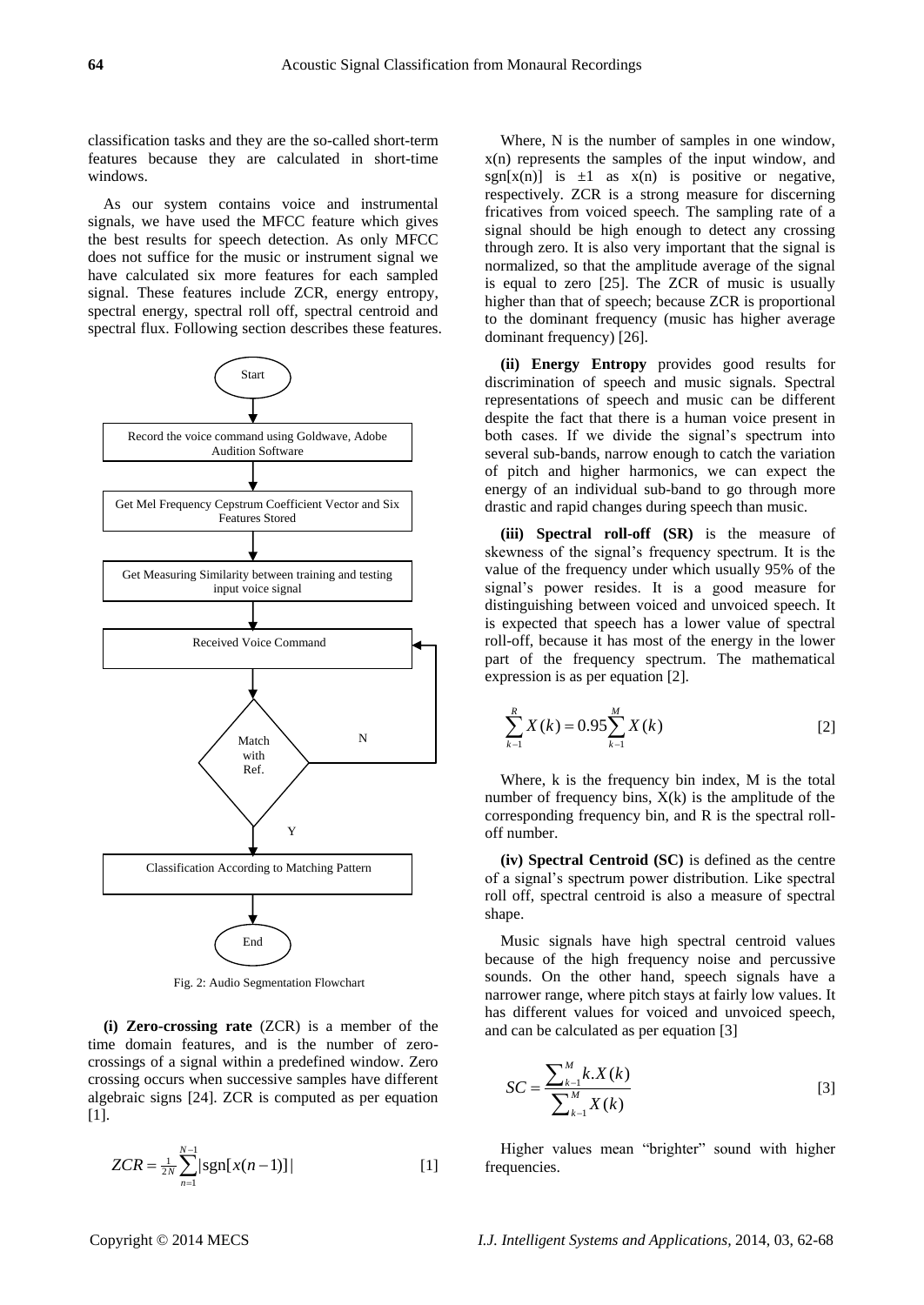classification tasks and they are the so-called short-term features because they are calculated in short-time windows.

As our system contains voice and instrumental signals, we have used the MFCC feature which gives the best results for speech detection. As only MFCC does not suffice for the music or instrument signal we have calculated six more features for each sampled signal. These features include ZCR, energy entropy, spectral energy, spectral roll off, spectral centroid and spectral flux. Following section describes these features.

Start

Record the voice command using Goldwave, Adobe Audition Software

Get Mel Frequency Cepstrum Coefficient Vector and Six Features Stored

Get Measuring Similarity between training and testing input voice signal

Received Voice Command

Match with Ref.

N

Y

Classification According to Matching Pattern

End

Fig. 2: Audio Segmentation Flowchart

**(i) Zero-crossing rate** (ZCR) is a member of the time domain features, and is the number of zero-crossings of a signal within a predefined window. Zero crossing occurs when successive samples have different algebraic signs [24]. ZCR is computed as per equation [1].

$$ZCR = \frac{1}{2N}\sum_{n=1}^{N-1} |\text{sgn}[x(n-1)]| \qquad [1]$$

Where, N is the number of samples in one window, x(n) represents the samples of the input window, and sgn[x(n)] is ±1 as x(n) is positive or negative, respectively. ZCR is a strong measure for discerning fricatives from voiced speech. The sampling rate of a signal should be high enough to detect any crossing through zero. It is also very important that the signal is normalized, so that the amplitude average of the signal is equal to zero [25]. The ZCR of music is usually higher than that of speech; because ZCR is proportional to the dominant frequency (music has higher average dominant frequency) [26].

**(ii) Energy Entropy** provides good results for discrimination of speech and music signals. Spectral representations of speech and music can be different despite the fact that there is a human voice present in both cases. If we divide the signal's spectrum into several sub-bands, narrow enough to catch the variation of pitch and higher harmonics, we can expect the energy of an individual sub-band to go through more drastic and rapid changes during speech than music.

**(iii) Spectral roll-off (SR)** is the measure of skewness of the signal's frequency spectrum. It is the value of the frequency under which usually 95% of the signal's power resides. It is a good measure for distinguishing between voiced and unvoiced speech. It is expected that speech has a lower value of spectral roll-off, because it has most of the energy in the lower part of the frequency spectrum. The mathematical expression is as per equation [2].

$$\sum_{k=1}^{R} X(k) = 0.95 \sum_{k=1}^{M} X(k) \qquad [2]$$

Where, k is the frequency bin index, M is the total number of frequency bins, X(k) is the amplitude of the corresponding frequency bin, and R is the spectral roll-off number.

**(iv) Spectral Centroid (SC)** is defined as the centre of a signal's spectrum power distribution. Like spectral roll off, spectral centroid is also a measure of spectral shape.

Music signals have high spectral centroid values because of the high frequency noise and percussive sounds. On the other hand, speech signals have a narrower range, where pitch stays at fairly low values. It has different values for voiced and unvoiced speech, and can be calculated as per equation [3]

$$SC = \frac{\sum_{k=1}^{M} k.X(k)}{\sum_{k=1}^{M} X(k)} \qquad [3]$$

Higher values mean "brighter" sound with higher frequencies.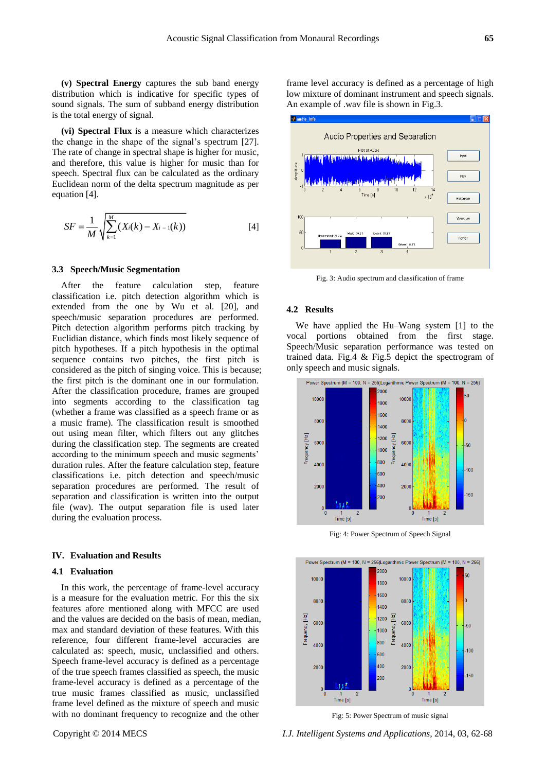**(v) Spectral Energy** captures the sub band energy distribution which is indicative for specific types of sound signals. The sum of subband energy distribution is the total energy of signal.

**(vi) Spectral Flux** is a measure which characterizes the change in the shape of the signal's spectrum [27]. The rate of change in spectral shape is higher for music, and therefore, this value is higher for music than for speech. Spectral flux can be calculated as the ordinary Euclidean norm of the delta spectrum magnitude as per equation [4].

$$SF = \frac{1}{M}\sqrt{\sum_{k=1}^{M}(X_i(k) - X_{i-1}(k))} \qquad [4]$$

### 3.3 Speech/Music Segmentation

After the feature calculation step, feature classification i.e. pitch detection algorithm which is extended from the one by Wu et al. [20], and speech/music separation procedures are performed. Pitch detection algorithm performs pitch tracking by Euclidian distance, which finds most likely sequence of pitch hypotheses. If a pitch hypothesis in the optimal sequence contains two pitches, the first pitch is considered as the pitch of singing voice. This is because; the first pitch is the dominant one in our formulation. After the classification procedure, frames are grouped into segments according to the classification tag (whether a frame was classified as a speech frame or as a music frame). The classification result is smoothed out using mean filter, which filters out any glitches during the classification step. The segments are created according to the minimum speech and music segments' duration rules. After the feature calculation step, feature classifications i.e. pitch detection and speech/music separation procedures are performed. The result of separation and classification is written into the output file (wav). The output separation file is used later during the evaluation process.

## IV. Evaluation and Results

### 4.1 Evaluation

In this work, the percentage of frame-level accuracy is a measure for the evaluation metric. For this the six features afore mentioned along with MFCC are used and the values are decided on the basis of mean, median, max and standard deviation of these features. With this reference, four different frame-level accuracies are calculated as: speech, music, unclassified and others. Speech frame-level accuracy is defined as a percentage of the true speech frames classified as speech, the music frame-level accuracy is defined as a percentage of the true music frames classified as music, unclassified frame level defined as the mixture of speech and music with no dominant frequency to recognize and the other frame level accuracy is defined as a percentage of high low mixture of dominant instrument and speech signals. An example of .wav file is shown in Fig.3.

Fig. 3: Audio spectrum and classification of frame

### 4.2 Results

We have applied the Hu–Wang system [1] to the vocal portions obtained from the first stage. Speech/Music separation performance was tested on trained data. Fig.4 & Fig.5 depict the spectrogram of only speech and music signals.

Fig: 4: Power Spectrum of Speech Signal

Fig: 5: Power Spectrum of music signal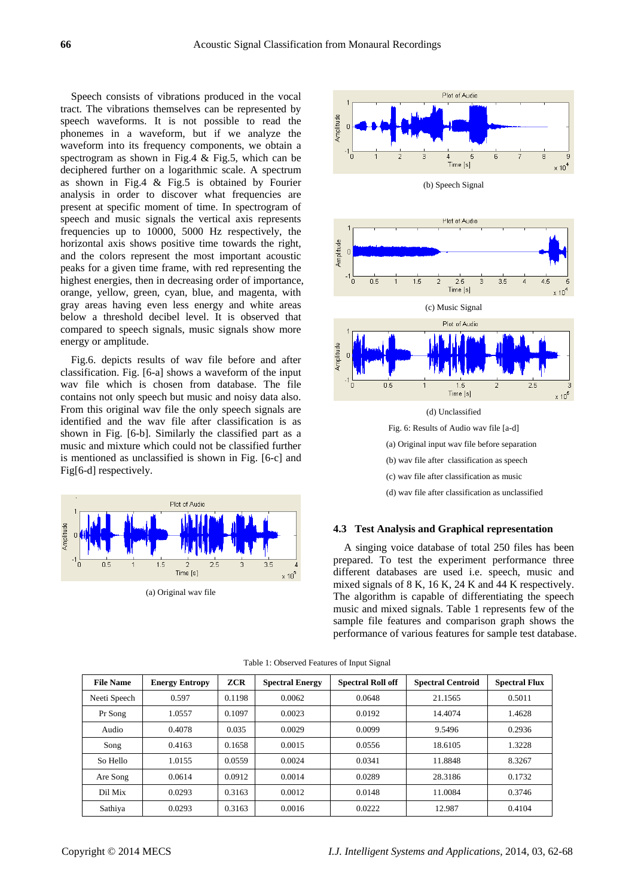Speech consists of vibrations produced in the vocal tract. The vibrations themselves can be represented by speech waveforms. It is not possible to read the phonemes in a waveform, but if we analyze the waveform into its frequency components, we obtain a spectrogram as shown in Fig.4 & Fig.5, which can be deciphered further on a logarithmic scale. A spectrum as shown in Fig.4 & Fig.5 is obtained by Fourier analysis in order to discover what frequencies are present at specific moment of time. In spectrogram of speech and music signals the vertical axis represents frequencies up to 10000, 5000 Hz respectively, the horizontal axis shows positive time towards the right, and the colors represent the most important acoustic peaks for a given time frame, with red representing the highest energies, then in decreasing order of importance, orange, yellow, green, cyan, blue, and magenta, with gray areas having even less energy and white areas below a threshold decibel level. It is observed that compared to speech signals, music signals show more energy or amplitude.

Fig.6. depicts results of wav file before and after classification. Fig. [6-a] shows a waveform of the input wav file which is chosen from database. The file contains not only speech but music and noisy data also. From this original wav file the only speech signals are identified and the wav file after classification is as shown in Fig. [6-b]. Similarly the classified part as a music and mixture which could not be classified further is mentioned as unclassified is shown in Fig. [6-c] and Fig[6-d] respectively.

(a) Original wav file

(b) Speech Signal

(c) Music Signal

(d) Unclassified

Fig. 6: Results of Audio wav file [a-d]

(a) Original input wav file before separation

(b) wav file after classification as speech

(c) wav file after classification as music

(d) wav file after classification as unclassified

### 4.3 Test Analysis and Graphical representation

A singing voice database of total 250 files has been prepared. To test the experiment performance three different databases are used i.e. speech, music and mixed signals of 8 K, 16 K, 24 K and 44 K respectively. The algorithm is capable of differentiating the speech music and mixed signals. Table 1 represents few of the sample file features and comparison graph shows the performance of various features for sample test database.

Table 1: Observed Features of Input Signal

| File Name | Energy Entropy | ZCR | Spectral Energy | Spectral Roll off | Spectral Centroid | Spectral Flux |
|---|---|---|---|---|---|---|
| Neeti Speech | 0.597 | 0.1198 | 0.0062 | 0.0648 | 21.1565 | 0.5011 |
| Pr Song | 1.0557 | 0.1097 | 0.0023 | 0.0192 | 14.4074 | 1.4628 |
| Audio | 0.4078 | 0.035 | 0.0029 | 0.0099 | 9.5496 | 0.2936 |
| Song | 0.4163 | 0.1658 | 0.0015 | 0.0556 | 18.6105 | 1.3228 |
| So Hello | 1.0155 | 0.0559 | 0.0024 | 0.0341 | 11.8848 | 8.3267 |
| Are Song | 0.0614 | 0.0912 | 0.0014 | 0.0289 | 28.3186 | 0.1732 |
| Dil Mix | 0.0293 | 0.3163 | 0.0012 | 0.0148 | 11.0084 | 0.3746 |
| Sathiya | 0.0293 | 0.3163 | 0.0016 | 0.0222 | 12.987 | 0.4104 |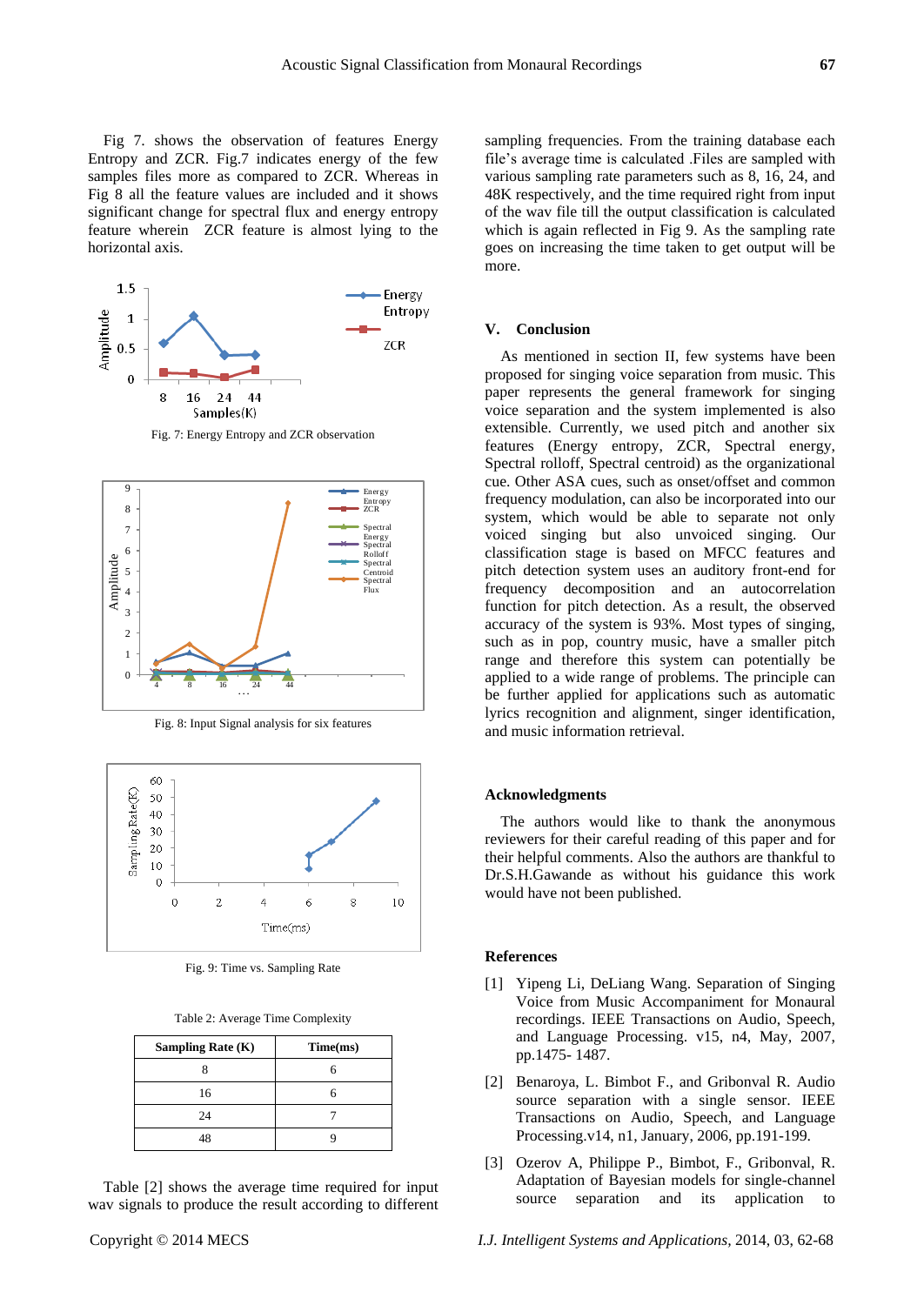Fig 7. shows the observation of features Energy Entropy and ZCR. Fig.7 indicates energy of the few samples files more as compared to ZCR. Whereas in Fig 8 all the feature values are included and it shows significant change for spectral flux and energy entropy feature wherein ZCR feature is almost lying to the horizontal axis.

Fig. 7: Energy Entropy and ZCR observation

Fig. 8: Input Signal analysis for six features

Fig. 9: Time vs. Sampling Rate

Table 2: Average Time Complexity

| Sampling Rate (K) | Time(ms) |
|---|---|
| 8 | 6 |
| 16 | 6 |
| 24 | 7 |
| 48 | 9 |

Table [2] shows the average time required for input wav signals to produce the result according to different sampling frequencies. From the training database each file's average time is calculated .Files are sampled with various sampling rate parameters such as 8, 16, 24, and 48K respectively, and the time required right from input of the wav file till the output classification is calculated which is again reflected in Fig 9. As the sampling rate goes on increasing the time taken to get output will be more.

## V. Conclusion

As mentioned in section II, few systems have been proposed for singing voice separation from music. This paper represents the general framework for singing voice separation and the system implemented is also extensible. Currently, we used pitch and another six features (Energy entropy, ZCR, Spectral energy, Spectral rolloff, Spectral centroid) as the organizational cue. Other ASA cues, such as onset/offset and common frequency modulation, can also be incorporated into our system, which would be able to separate not only voiced singing but also unvoiced singing. Our classification stage is based on MFCC features and pitch detection system uses an auditory front-end for frequency decomposition and an autocorrelation function for pitch detection. As a result, the observed accuracy of the system is 93%. Most types of singing, such as in pop, country music, have a smaller pitch range and therefore this system can potentially be applied to a wide range of problems. The principle can be further applied for applications such as automatic lyrics recognition and alignment, singer identification, and music information retrieval.

## Acknowledgments

The authors would like to thank the anonymous reviewers for their careful reading of this paper and for their helpful comments. Also the authors are thankful to Dr.S.H.Gawande as without his guidance this work would have not been published.

## References

[1] Yipeng Li, DeLiang Wang. Separation of Singing Voice from Music Accompaniment for Monaural recordings. IEEE Transactions on Audio, Speech, and Language Processing. v15, n4, May, 2007, pp.1475- 1487.

[2] Benaroya, L. Bimbot F., and Gribonval R. Audio source separation with a single sensor. IEEE Transactions on Audio, Speech, and Language Processing.v14, n1, January, 2006, pp.191-199.

[3] Ozerov A, Philippe P., Bimbot, F., Gribonval, R. Adaptation of Bayesian models for single-channel source separation and its application to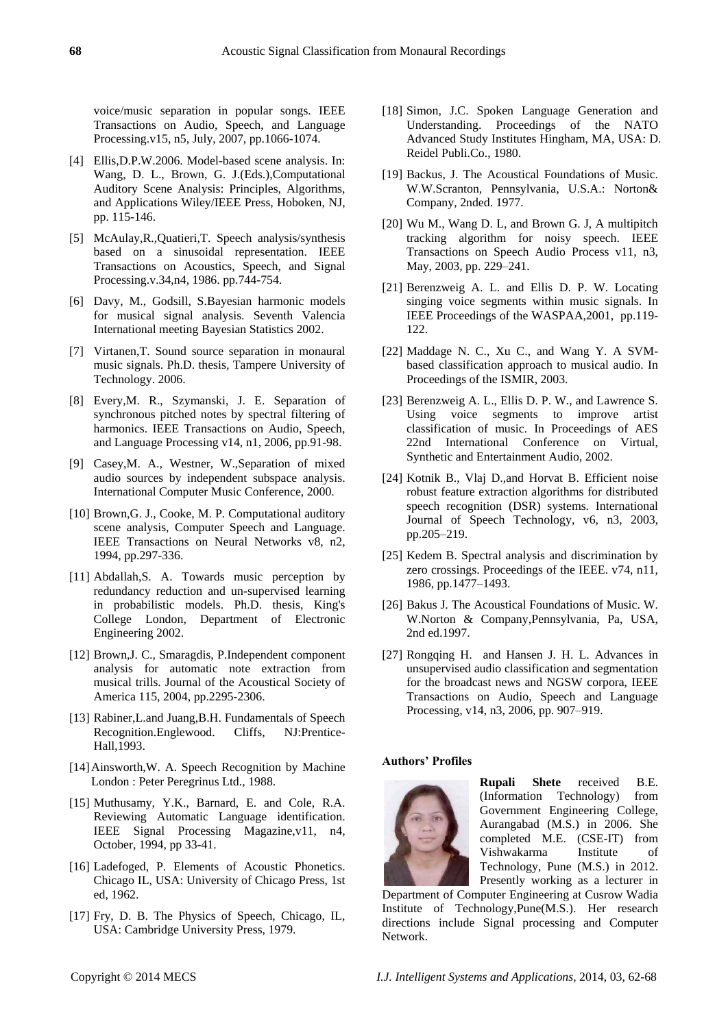voice/music separation in popular songs. IEEE Transactions on Audio, Speech, and Language Processing.v15, n5, July, 2007, pp.1066-1074.

[4] Ellis,D.P.W.2006. Model-based scene analysis. In: Wang, D. L., Brown, G. J.(Eds.),Computational Auditory Scene Analysis: Principles, Algorithms, and Applications Wiley/IEEE Press, Hoboken, NJ, pp. 115-146.

[5] McAulay,R.,Quatieri,T. Speech analysis/synthesis based on a sinusoidal representation. IEEE Transactions on Acoustics, Speech, and Signal Processing.v.34,n4, 1986. pp.744-754.

[6] Davy, M., Godsill, S.Bayesian harmonic models for musical signal analysis. Seventh Valencia International meeting Bayesian Statistics 2002.

[7] Virtanen,T. Sound source separation in monaural music signals. Ph.D. thesis, Tampere University of Technology. 2006.

[8] Every,M. R., Szymanski, J. E. Separation of synchronous pitched notes by spectral filtering of harmonics. IEEE Transactions on Audio, Speech, and Language Processing v14, n1, 2006, pp.91-98.

[9] Casey,M. A., Westner, W.,Separation of mixed audio sources by independent subspace analysis. International Computer Music Conference, 2000.

[10] Brown,G. J., Cooke, M. P. Computational auditory scene analysis, Computer Speech and Language. IEEE Transactions on Neural Networks v8, n2, 1994, pp.297-336.

[11] Abdallah,S. A. Towards music perception by redundancy reduction and un-supervised learning in probabilistic models. Ph.D. thesis, King's College London, Department of Electronic Engineering 2002.

[12] Brown,J. C., Smaragdis, P.Independent component analysis for automatic note extraction from musical trills. Journal of the Acoustical Society of America 115, 2004, pp.2295-2306.

[13] Rabiner,L.and Juang,B.H. Fundamentals of Speech Recognition.Englewood. Cliffs, NJ:Prentice-Hall,1993.

[14] Ainsworth,W. A. Speech Recognition by Machine London : Peter Peregrinus Ltd., 1988.

[15] Muthusamy, Y.K., Barnard, E. and Cole, R.A. Reviewing Automatic Language identification. IEEE Signal Processing Magazine,v11, n4, October, 1994, pp 33-41.

[16] Ladefoged, P. Elements of Acoustic Phonetics. Chicago IL, USA: University of Chicago Press, 1st ed, 1962.

[17] Fry, D. B. The Physics of Speech, Chicago, IL, USA: Cambridge University Press, 1979.

[18] Simon, J.C. Spoken Language Generation and Understanding. Proceedings of the NATO Advanced Study Institutes Hingham, MA, USA: D. Reidel Publi.Co., 1980.

[19] Backus, J. The Acoustical Foundations of Music. W.W.Scranton, Pennsylvania, U.S.A.: Norton& Company, 2nded. 1977.

[20] Wu M., Wang D. L, and Brown G. J, A multipitch tracking algorithm for noisy speech. IEEE Transactions on Speech Audio Process v11, n3, May, 2003, pp. 229–241.

[21] Berenzweig A. L. and Ellis D. P. W. Locating singing voice segments within music signals. In IEEE Proceedings of the WASPAA,2001, pp.119-122.

[22] Maddage N. C., Xu C., and Wang Y. A SVM-based classification approach to musical audio. In Proceedings of the ISMIR, 2003.

[23] Berenzweig A. L., Ellis D. P. W., and Lawrence S. Using voice segments to improve artist classification of music. In Proceedings of AES 22nd International Conference on Virtual, Synthetic and Entertainment Audio, 2002.

[24] Kotnik B., Vlaj D.,and Horvat B. Efficient noise robust feature extraction algorithms for distributed speech recognition (DSR) systems. International Journal of Speech Technology, v6, n3, 2003, pp.205–219.

[25] Kedem B. Spectral analysis and discrimination by zero crossings. Proceedings of the IEEE. v74, n11, 1986, pp.1477–1493.

[26] Bakus J. The Acoustical Foundations of Music. W. W.Norton & Company,Pennsylvania, Pa, USA, 2nd ed.1997.

[27] Rongqing H. and Hansen J. H. L. Advances in unsupervised audio classification and segmentation for the broadcast news and NGSW corpora, IEEE Transactions on Audio, Speech and Language Processing, v14, n3, 2006, pp. 907–919.

**Authors' Profiles**

**Rupali Shete** received B.E. (Information Technology) from Government Engineering College, Aurangabad (M.S.) in 2006. She completed M.E. (CSE-IT) from Vishwakarma Institute of Technology, Pune (M.S.) in 2012. Presently working as a lecturer in Department of Computer Engineering at Cusrow Wadia Institute of Technology,Pune(M.S.). Her research directions include Signal processing and Computer Network.